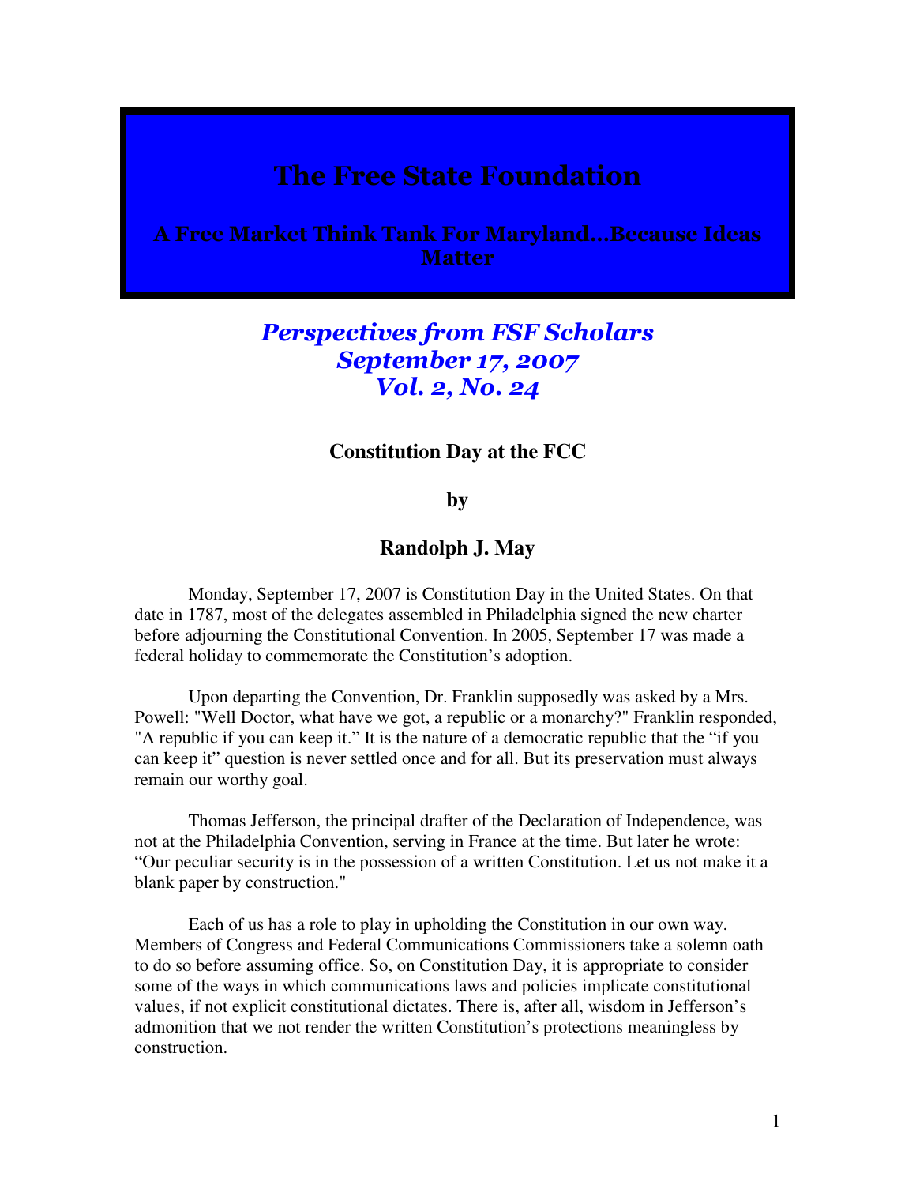# The Free State Foundation

## A Free Market Think Tank For Maryland…Because Ideas Matter

*Perspectives from FSF Scholars*
*September 17, 2007*
*Vol. 2, No. 24*

### Constitution Day at the FCC

**by**

**Randolph J. May**

Monday, September 17, 2007 is Constitution Day in the United States. On that date in 1787, most of the delegates assembled in Philadelphia signed the new charter before adjourning the Constitutional Convention. In 2005, September 17 was made a federal holiday to commemorate the Constitution's adoption.

Upon departing the Convention, Dr. Franklin supposedly was asked by a Mrs. Powell: "Well Doctor, what have we got, a republic or a monarchy?" Franklin responded, "A republic if you can keep it." It is the nature of a democratic republic that the "if you can keep it" question is never settled once and for all. But its preservation must always remain our worthy goal.

Thomas Jefferson, the principal drafter of the Declaration of Independence, was not at the Philadelphia Convention, serving in France at the time. But later he wrote: "Our peculiar security is in the possession of a written Constitution. Let us not make it a blank paper by construction."

Each of us has a role to play in upholding the Constitution in our own way. Members of Congress and Federal Communications Commissioners take a solemn oath to do so before assuming office. So, on Constitution Day, it is appropriate to consider some of the ways in which communications laws and policies implicate constitutional values, if not explicit constitutional dictates. There is, after all, wisdom in Jefferson's admonition that we not render the written Constitution's protections meaningless by construction.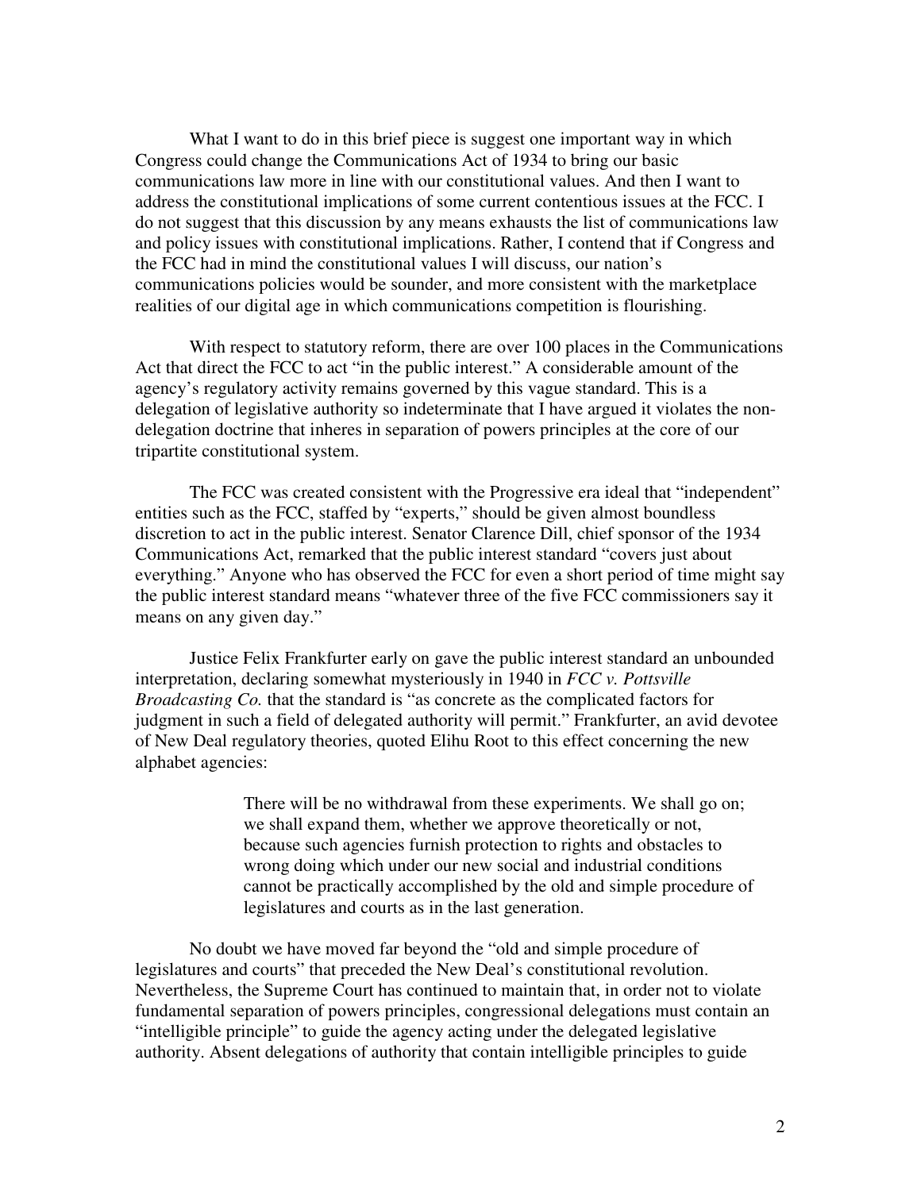What I want to do in this brief piece is suggest one important way in which Congress could change the Communications Act of 1934 to bring our basic communications law more in line with our constitutional values. And then I want to address the constitutional implications of some current contentious issues at the FCC. I do not suggest that this discussion by any means exhausts the list of communications law and policy issues with constitutional implications. Rather, I contend that if Congress and the FCC had in mind the constitutional values I will discuss, our nation's communications policies would be sounder, and more consistent with the marketplace realities of our digital age in which communications competition is flourishing.

With respect to statutory reform, there are over 100 places in the Communications Act that direct the FCC to act "in the public interest." A considerable amount of the agency's regulatory activity remains governed by this vague standard. This is a delegation of legislative authority so indeterminate that I have argued it violates the non-delegation doctrine that inheres in separation of powers principles at the core of our tripartite constitutional system.

The FCC was created consistent with the Progressive era ideal that "independent" entities such as the FCC, staffed by "experts," should be given almost boundless discretion to act in the public interest. Senator Clarence Dill, chief sponsor of the 1934 Communications Act, remarked that the public interest standard "covers just about everything." Anyone who has observed the FCC for even a short period of time might say the public interest standard means "whatever three of the five FCC commissioners say it means on any given day."

Justice Felix Frankfurter early on gave the public interest standard an unbounded interpretation, declaring somewhat mysteriously in 1940 in *FCC v. Pottsville Broadcasting Co.* that the standard is "as concrete as the complicated factors for judgment in such a field of delegated authority will permit." Frankfurter, an avid devotee of New Deal regulatory theories, quoted Elihu Root to this effect concerning the new alphabet agencies:

> There will be no withdrawal from these experiments. We shall go on; we shall expand them, whether we approve theoretically or not, because such agencies furnish protection to rights and obstacles to wrong doing which under our new social and industrial conditions cannot be practically accomplished by the old and simple procedure of legislatures and courts as in the last generation.

No doubt we have moved far beyond the "old and simple procedure of legislatures and courts" that preceded the New Deal's constitutional revolution. Nevertheless, the Supreme Court has continued to maintain that, in order not to violate fundamental separation of powers principles, congressional delegations must contain an "intelligible principle" to guide the agency acting under the delegated legislative authority. Absent delegations of authority that contain intelligible principles to guide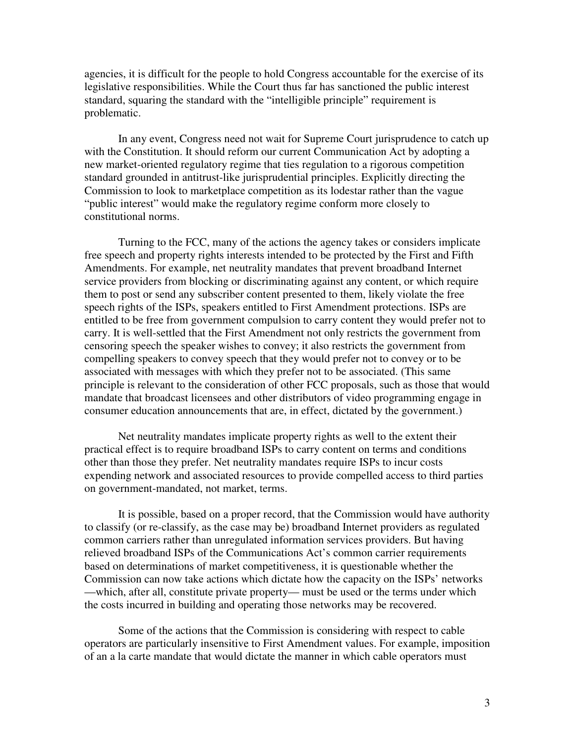agencies, it is difficult for the people to hold Congress accountable for the exercise of its legislative responsibilities. While the Court thus far has sanctioned the public interest standard, squaring the standard with the "intelligible principle" requirement is problematic.

In any event, Congress need not wait for Supreme Court jurisprudence to catch up with the Constitution. It should reform our current Communication Act by adopting a new market-oriented regulatory regime that ties regulation to a rigorous competition standard grounded in antitrust-like jurisprudential principles. Explicitly directing the Commission to look to marketplace competition as its lodestar rather than the vague "public interest" would make the regulatory regime conform more closely to constitutional norms.

Turning to the FCC, many of the actions the agency takes or considers implicate free speech and property rights interests intended to be protected by the First and Fifth Amendments. For example, net neutrality mandates that prevent broadband Internet service providers from blocking or discriminating against any content, or which require them to post or send any subscriber content presented to them, likely violate the free speech rights of the ISPs, speakers entitled to First Amendment protections. ISPs are entitled to be free from government compulsion to carry content they would prefer not to carry. It is well-settled that the First Amendment not only restricts the government from censoring speech the speaker wishes to convey; it also restricts the government from compelling speakers to convey speech that they would prefer not to convey or to be associated with messages with which they prefer not to be associated. (This same principle is relevant to the consideration of other FCC proposals, such as those that would mandate that broadcast licensees and other distributors of video programming engage in consumer education announcements that are, in effect, dictated by the government.)

Net neutrality mandates implicate property rights as well to the extent their practical effect is to require broadband ISPs to carry content on terms and conditions other than those they prefer. Net neutrality mandates require ISPs to incur costs expending network and associated resources to provide compelled access to third parties on government-mandated, not market, terms.

It is possible, based on a proper record, that the Commission would have authority to classify (or re-classify, as the case may be) broadband Internet providers as regulated common carriers rather than unregulated information services providers. But having relieved broadband ISPs of the Communications Act's common carrier requirements based on determinations of market competitiveness, it is questionable whether the Commission can now take actions which dictate how the capacity on the ISPs' networks —which, after all, constitute private property— must be used or the terms under which the costs incurred in building and operating those networks may be recovered.

Some of the actions that the Commission is considering with respect to cable operators are particularly insensitive to First Amendment values. For example, imposition of an a la carte mandate that would dictate the manner in which cable operators must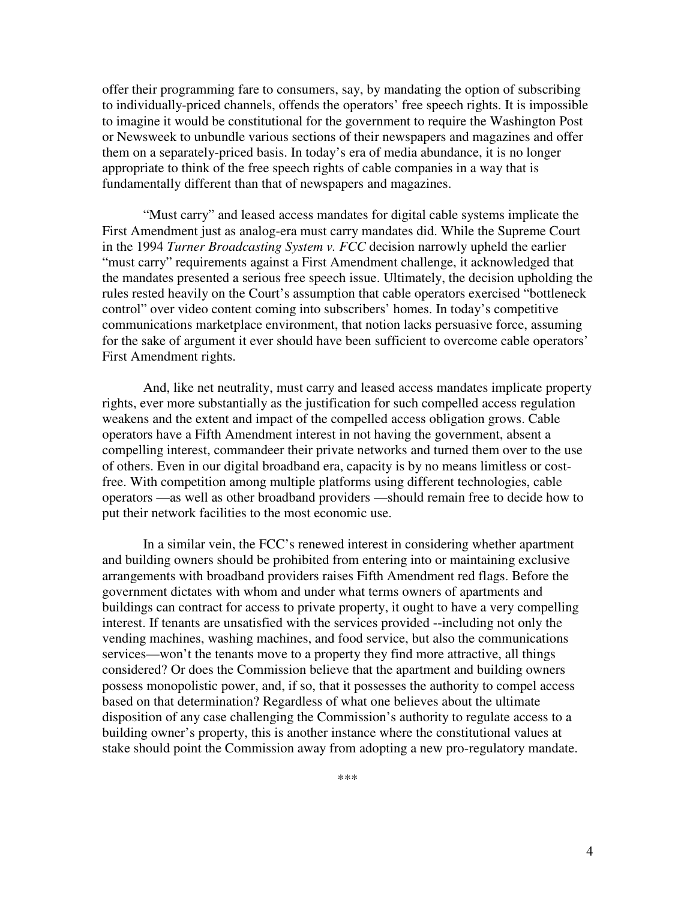offer their programming fare to consumers, say, by mandating the option of subscribing to individually-priced channels, offends the operators' free speech rights. It is impossible to imagine it would be constitutional for the government to require the Washington Post or Newsweek to unbundle various sections of their newspapers and magazines and offer them on a separately-priced basis. In today's era of media abundance, it is no longer appropriate to think of the free speech rights of cable companies in a way that is fundamentally different than that of newspapers and magazines.

"Must carry" and leased access mandates for digital cable systems implicate the First Amendment just as analog-era must carry mandates did. While the Supreme Court in the 1994 *Turner Broadcasting System v. FCC* decision narrowly upheld the earlier "must carry" requirements against a First Amendment challenge, it acknowledged that the mandates presented a serious free speech issue. Ultimately, the decision upholding the rules rested heavily on the Court's assumption that cable operators exercised "bottleneck control" over video content coming into subscribers' homes. In today's competitive communications marketplace environment, that notion lacks persuasive force, assuming for the sake of argument it ever should have been sufficient to overcome cable operators' First Amendment rights.

And, like net neutrality, must carry and leased access mandates implicate property rights, ever more substantially as the justification for such compelled access regulation weakens and the extent and impact of the compelled access obligation grows. Cable operators have a Fifth Amendment interest in not having the government, absent a compelling interest, commandeer their private networks and turned them over to the use of others. Even in our digital broadband era, capacity is by no means limitless or cost-free. With competition among multiple platforms using different technologies, cable operators —as well as other broadband providers —should remain free to decide how to put their network facilities to the most economic use.

In a similar vein, the FCC's renewed interest in considering whether apartment and building owners should be prohibited from entering into or maintaining exclusive arrangements with broadband providers raises Fifth Amendment red flags. Before the government dictates with whom and under what terms owners of apartments and buildings can contract for access to private property, it ought to have a very compelling interest. If tenants are unsatisfied with the services provided --including not only the vending machines, washing machines, and food service, but also the communications services—won't the tenants move to a property they find more attractive, all things considered? Or does the Commission believe that the apartment and building owners possess monopolistic power, and, if so, that it possesses the authority to compel access based on that determination? Regardless of what one believes about the ultimate disposition of any case challenging the Commission's authority to regulate access to a building owner's property, this is another instance where the constitutional values at stake should point the Commission away from adopting a new pro-regulatory mandate.

***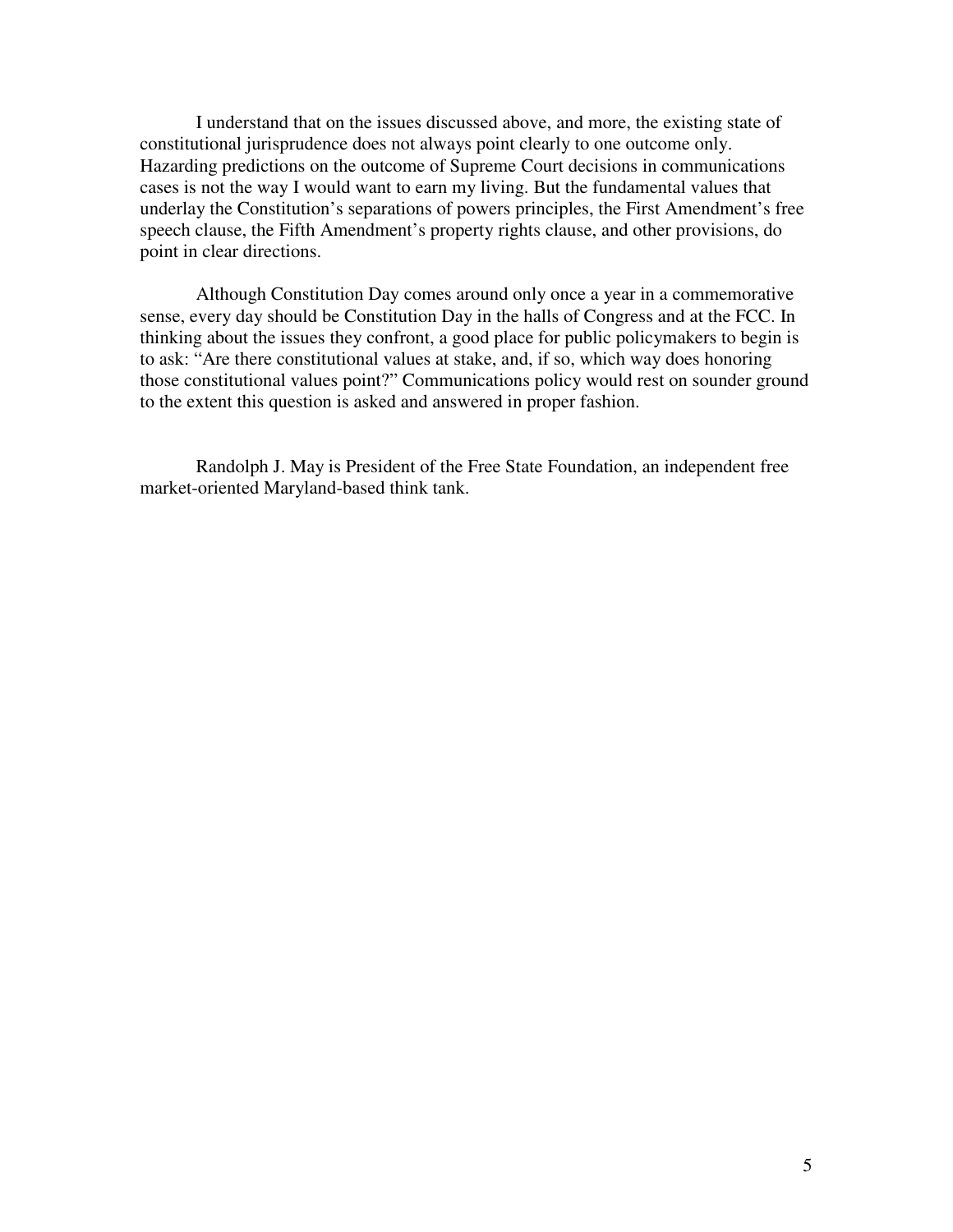I understand that on the issues discussed above, and more, the existing state of constitutional jurisprudence does not always point clearly to one outcome only. Hazarding predictions on the outcome of Supreme Court decisions in communications cases is not the way I would want to earn my living. But the fundamental values that underlay the Constitution's separations of powers principles, the First Amendment's free speech clause, the Fifth Amendment's property rights clause, and other provisions, do point in clear directions.

Although Constitution Day comes around only once a year in a commemorative sense, every day should be Constitution Day in the halls of Congress and at the FCC. In thinking about the issues they confront, a good place for public policymakers to begin is to ask: "Are there constitutional values at stake, and, if so, which way does honoring those constitutional values point?" Communications policy would rest on sounder ground to the extent this question is asked and answered in proper fashion.

Randolph J. May is President of the Free State Foundation, an independent free market-oriented Maryland-based think tank.